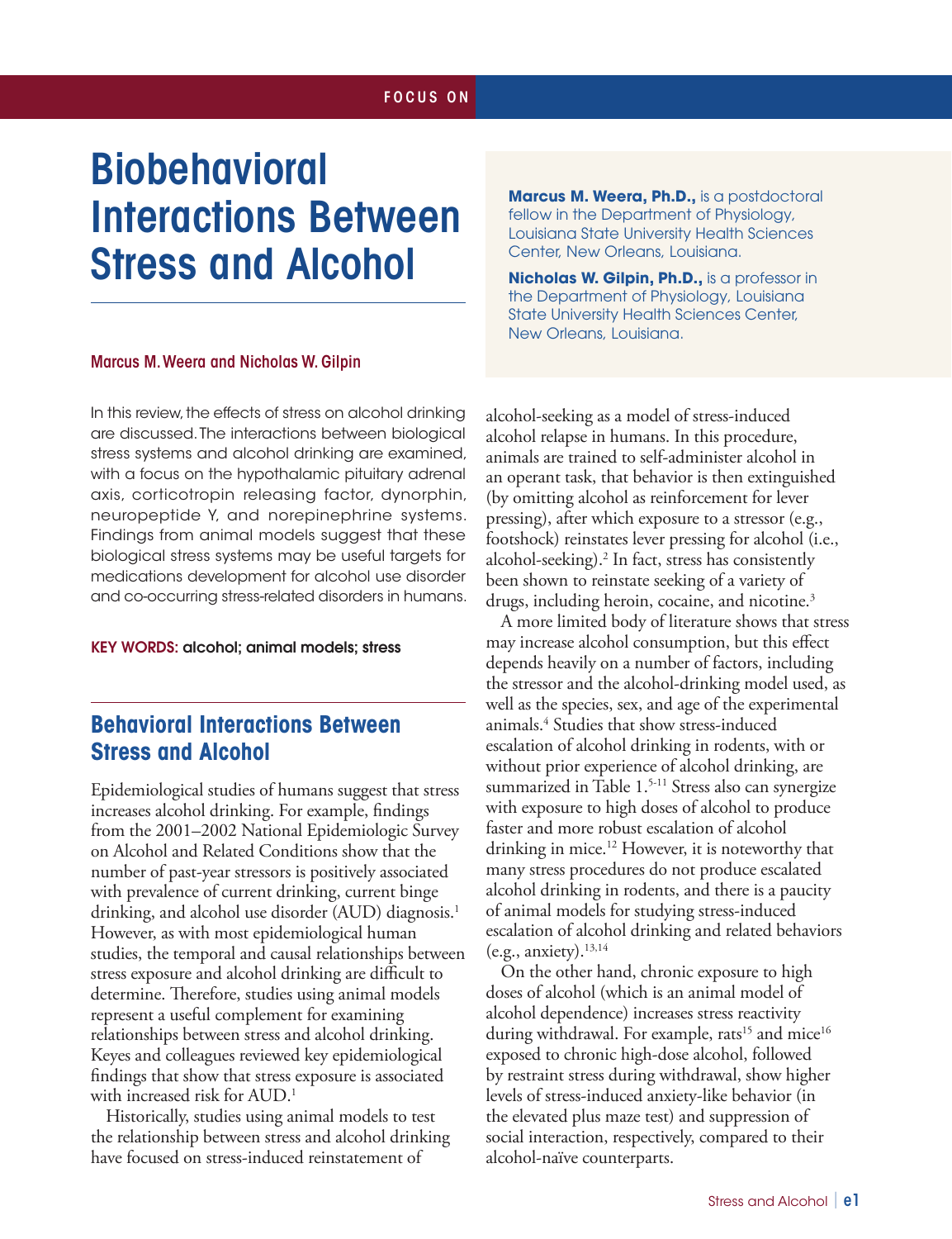FOCUS ON

# Biobehavioral Interactions Between Stress and Alcohol

**Marcus M. Weera and Nicholas W. Gilpin**

**Marcus M. Weera, Ph.D.,** is a postdoctoral fellow in the Department of Physiology, Louisiana State University Health Sciences Center, New Orleans, Louisiana.

**Nicholas W. Gilpin, Ph.D.,** is a professor in the Department of Physiology, Louisiana State University Health Sciences Center, New Orleans, Louisiana.

In this review, the effects of stress on alcohol drinking are discussed. The interactions between biological stress systems and alcohol drinking are examined, with a focus on the hypothalamic pituitary adrenal axis, corticotropin releasing factor, dynorphin, neuropeptide Y, and norepinephrine systems. Findings from animal models suggest that these biological stress systems may be useful targets for medications development for alcohol use disorder and co-occurring stress-related disorders in humans.

**KEY WORDS:** alcohol; animal models; stress

## Behavioral Interactions Between Stress and Alcohol

Epidemiological studies of humans suggest that stress increases alcohol drinking. For example, findings from the 2001–2002 National Epidemiologic Survey on Alcohol and Related Conditions show that the number of past-year stressors is positively associated with prevalence of current drinking, current binge drinking, and alcohol use disorder (AUD) diagnosis.[1] However, as with most epidemiological human studies, the temporal and causal relationships between stress exposure and alcohol drinking are difficult to determine. Therefore, studies using animal models represent a useful complement for examining relationships between stress and alcohol drinking. Keyes and colleagues reviewed key epidemiological findings that show that stress exposure is associated with increased risk for AUD.[1]

Historically, studies using animal models to test the relationship between stress and alcohol drinking have focused on stress-induced reinstatement of alcohol-seeking as a model of stress-induced alcohol relapse in humans. In this procedure, animals are trained to self-administer alcohol in an operant task, that behavior is then extinguished (by omitting alcohol as reinforcement for lever pressing), after which exposure to a stressor (e.g., footshock) reinstates lever pressing for alcohol (i.e., alcohol-seeking).[2] In fact, stress has consistently been shown to reinstate seeking of a variety of drugs, including heroin, cocaine, and nicotine.[3]

A more limited body of literature shows that stress may increase alcohol consumption, but this effect depends heavily on a number of factors, including the stressor and the alcohol-drinking model used, as well as the species, sex, and age of the experimental animals.[4] Studies that show stress-induced escalation of alcohol drinking in rodents, with or without prior experience of alcohol drinking, are summarized in Table 1.[5-11] Stress also can synergize with exposure to high doses of alcohol to produce faster and more robust escalation of alcohol drinking in mice.[12] However, it is noteworthy that many stress procedures do not produce escalated alcohol drinking in rodents, and there is a paucity of animal models for studying stress-induced escalation of alcohol drinking and related behaviors (e.g., anxiety).[13,14]

On the other hand, chronic exposure to high doses of alcohol (which is an animal model of alcohol dependence) increases stress reactivity during withdrawal. For example, rats[15] and mice[16] exposed to chronic high-dose alcohol, followed by restraint stress during withdrawal, show higher levels of stress-induced anxiety-like behavior (in the elevated plus maze test) and suppression of social interaction, respectively, compared to their alcohol-naïve counterparts.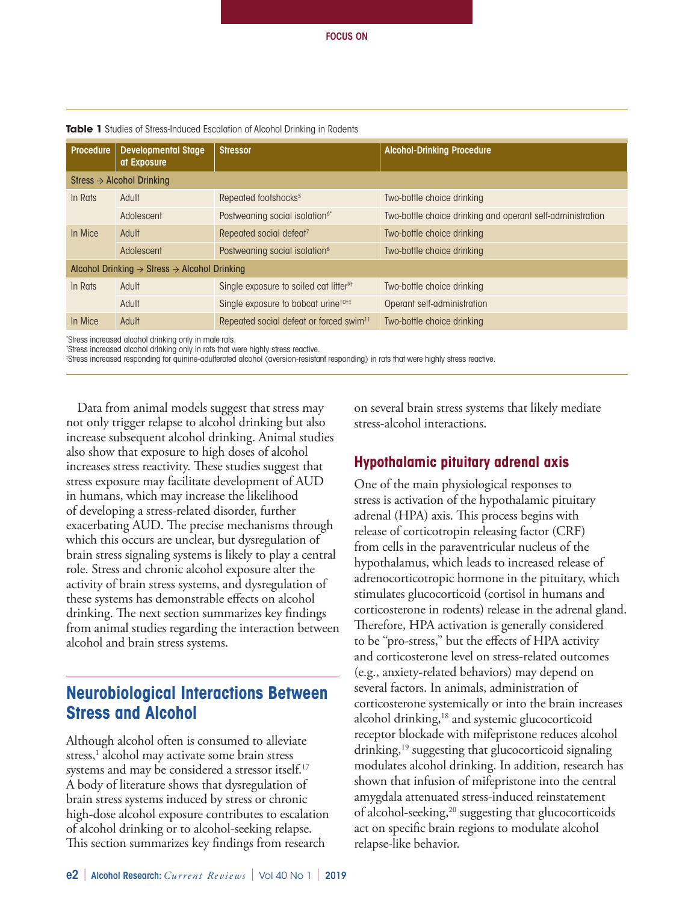**Table 1** Studies of Stress-Induced Escalation of Alcohol Drinking in Rodents

| Procedure | Developmental Stage at Exposure | Stressor | Alcohol-Drinking Procedure |
|---|---|---|---|
| Stress → Alcohol Drinking | | | |
| In Rats | Adult | Repeated footshocks[5] | Two-bottle choice drinking |
| | Adolescent | Postweaning social isolation[6*] | Two-bottle choice drinking and operant self-administration |
| In Mice | Adult | Repeated social defeat[7] | Two-bottle choice drinking |
| | Adolescent | Postweaning social isolation[8] | Two-bottle choice drinking |
| Alcohol Drinking → Stress → Alcohol Drinking | | | |
| In Rats | Adult | Single exposure to soiled cat litter[9†] | Two-bottle choice drinking |
| | Adult | Single exposure to bobcat urine[10†‡] | Operant self-administration |
| In Mice | Adult | Repeated social defeat or forced swim[11] | Two-bottle choice drinking |

*Stress increased alcohol drinking only in male rats.
†Stress increased alcohol drinking only in rats that were highly stress reactive.
‡Stress increased responding for quinine-adulterated alcohol (aversion-resistant responding) in rats that were highly stress reactive.

Data from animal models suggest that stress may not only trigger relapse to alcohol drinking but also increase subsequent alcohol drinking. Animal studies also show that exposure to high doses of alcohol increases stress reactivity. These studies suggest that stress exposure may facilitate development of AUD in humans, which may increase the likelihood of developing a stress-related disorder, further exacerbating AUD. The precise mechanisms through which this occurs are unclear, but dysregulation of brain stress signaling systems is likely to play a central role. Stress and chronic alcohol exposure alter the activity of brain stress systems, and dysregulation of these systems has demonstrable effects on alcohol drinking. The next section summarizes key findings from animal studies regarding the interaction between alcohol and brain stress systems.

## Neurobiological Interactions Between Stress and Alcohol

Although alcohol often is consumed to alleviate stress,[1] alcohol may activate some brain stress systems and may be considered a stressor itself.[17] A body of literature shows that dysregulation of brain stress systems induced by stress or chronic high-dose alcohol exposure contributes to escalation of alcohol drinking or to alcohol-seeking relapse. This section summarizes key findings from research on several brain stress systems that likely mediate stress-alcohol interactions.

### Hypothalamic pituitary adrenal axis

One of the main physiological responses to stress is activation of the hypothalamic pituitary adrenal (HPA) axis. This process begins with release of corticotropin releasing factor (CRF) from cells in the paraventricular nucleus of the hypothalamus, which leads to increased release of adrenocorticotropic hormone in the pituitary, which stimulates glucocorticoid (cortisol in humans and corticosterone in rodents) release in the adrenal gland. Therefore, HPA activation is generally considered to be "pro-stress," but the effects of HPA activity and corticosterone level on stress-related outcomes (e.g., anxiety-related behaviors) may depend on several factors. In animals, administration of corticosterone systemically or into the brain increases alcohol drinking,[18] and systemic glucocorticoid receptor blockade with mifepristone reduces alcohol drinking,[19] suggesting that glucocorticoid signaling modulates alcohol drinking. In addition, research has shown that infusion of mifepristone into the central amygdala attenuated stress-induced reinstatement of alcohol-seeking,[20] suggesting that glucocorticoids act on specific brain regions to modulate alcohol relapse-like behavior.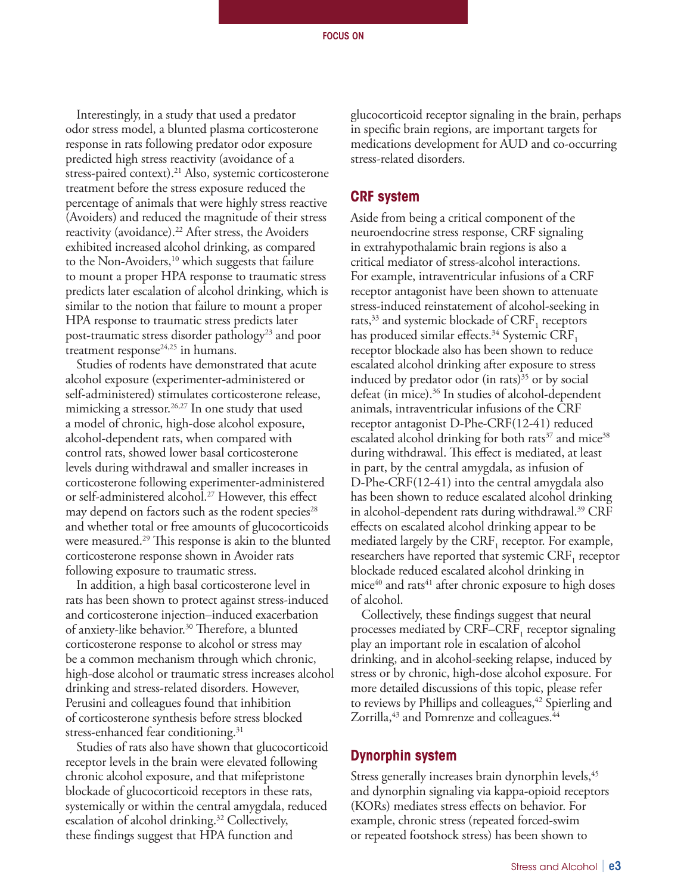Interestingly, in a study that used a predator odor stress model, a blunted plasma corticosterone response in rats following predator odor exposure predicted high stress reactivity (avoidance of a stress-paired context).[21] Also, systemic corticosterone treatment before the stress exposure reduced the percentage of animals that were highly stress reactive (Avoiders) and reduced the magnitude of their stress reactivity (avoidance).[22] After stress, the Avoiders exhibited increased alcohol drinking, as compared to the Non-Avoiders,[10] which suggests that failure to mount a proper HPA response to traumatic stress predicts later escalation of alcohol drinking, which is similar to the notion that failure to mount a proper HPA response to traumatic stress predicts later post-traumatic stress disorder pathology[23] and poor treatment response[24,25] in humans.

Studies of rodents have demonstrated that acute alcohol exposure (experimenter-administered or self-administered) stimulates corticosterone release, mimicking a stressor.[26,27] In one study that used a model of chronic, high-dose alcohol exposure, alcohol-dependent rats, when compared with control rats, showed lower basal corticosterone levels during withdrawal and smaller increases in corticosterone following experimenter-administered or self-administered alcohol.[27] However, this effect may depend on factors such as the rodent species[28] and whether total or free amounts of glucocorticoids were measured.[29] This response is akin to the blunted corticosterone response shown in Avoider rats following exposure to traumatic stress.

In addition, a high basal corticosterone level in rats has been shown to protect against stress-induced and corticosterone injection–induced exacerbation of anxiety-like behavior.[30] Therefore, a blunted corticosterone response to alcohol or stress may be a common mechanism through which chronic, high-dose alcohol or traumatic stress increases alcohol drinking and stress-related disorders. However, Perusini and colleagues found that inhibition of corticosterone synthesis before stress blocked stress-enhanced fear conditioning.[31]

Studies of rats also have shown that glucocorticoid receptor levels in the brain were elevated following chronic alcohol exposure, and that mifepristone blockade of glucocorticoid receptors in these rats, systemically or within the central amygdala, reduced escalation of alcohol drinking.[32] Collectively, these findings suggest that HPA function and glucocorticoid receptor signaling in the brain, perhaps in specific brain regions, are important targets for medications development for AUD and co-occurring stress-related disorders.

## CRF system

Aside from being a critical component of the neuroendocrine stress response, CRF signaling in extrahypothalamic brain regions is also a critical mediator of stress-alcohol interactions. For example, intraventricular infusions of a CRF receptor antagonist have been shown to attenuate stress-induced reinstatement of alcohol-seeking in rats,[33] and systemic blockade of $CRF_1$ receptors has produced similar effects.[34] Systemic $CRF_1$ receptor blockade also has been shown to reduce escalated alcohol drinking after exposure to stress induced by predator odor (in rats)[35] or by social defeat (in mice).[36] In studies of alcohol-dependent animals, intraventricular infusions of the CRF receptor antagonist D-Phe-CRF(12-41) reduced escalated alcohol drinking for both rats[37] and mice[38] during withdrawal. This effect is mediated, at least in part, by the central amygdala, as infusion of D-Phe-CRF(12-41) into the central amygdala also has been shown to reduce escalated alcohol drinking in alcohol-dependent rats during withdrawal.[39] CRF effects on escalated alcohol drinking appear to be mediated largely by the $CRF_1$ receptor. For example, researchers have reported that systemic $CRF_1$ receptor blockade reduced escalated alcohol drinking in mice[40] and rats[41] after chronic exposure to high doses of alcohol.

Collectively, these findings suggest that neural processes mediated by CRF–$CRF_1$ receptor signaling play an important role in escalation of alcohol drinking, and in alcohol-seeking relapse, induced by stress or by chronic, high-dose alcohol exposure. For more detailed discussions of this topic, please refer to reviews by Phillips and colleagues,[42] Spierling and Zorrilla,[43] and Pomrenze and colleagues.[44]

## Dynorphin system

Stress generally increases brain dynorphin levels,[45] and dynorphin signaling via kappa-opioid receptors (KORs) mediates stress effects on behavior. For example, chronic stress (repeated forced-swim or repeated footshock stress) has been shown to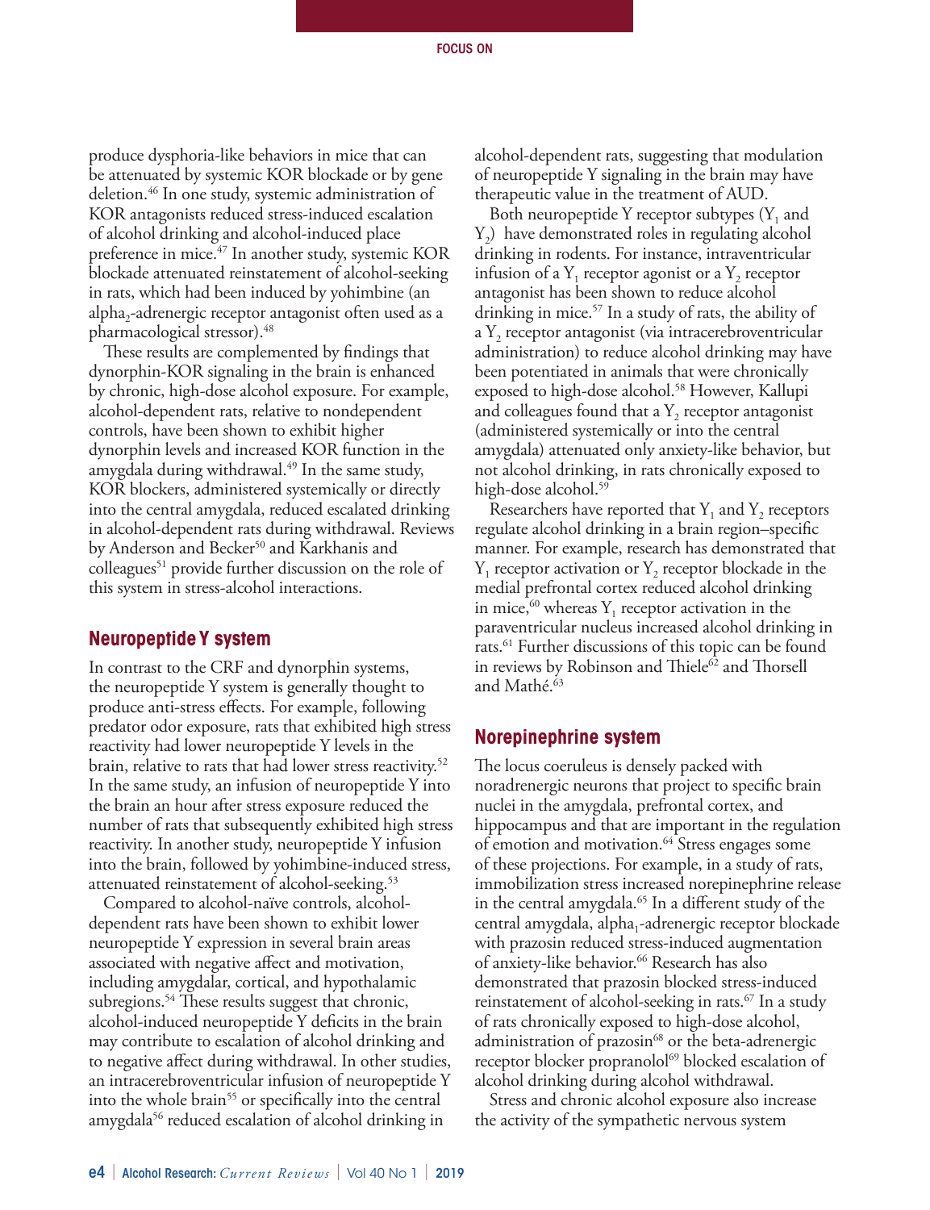produce dysphoria-like behaviors in mice that can be attenuated by systemic KOR blockade or by gene deletion.[46] In one study, systemic administration of KOR antagonists reduced stress-induced escalation of alcohol drinking and alcohol-induced place preference in mice.[47] In another study, systemic KOR blockade attenuated reinstatement of alcohol-seeking in rats, which had been induced by yohimbine (an alpha$_2$-adrenergic receptor antagonist often used as a pharmacological stressor).[48]

These results are complemented by findings that dynorphin-KOR signaling in the brain is enhanced by chronic, high-dose alcohol exposure. For example, alcohol-dependent rats, relative to nondependent controls, have been shown to exhibit higher dynorphin levels and increased KOR function in the amygdala during withdrawal.[49] In the same study, KOR blockers, administered systemically or directly into the central amygdala, reduced escalated drinking in alcohol-dependent rats during withdrawal. Reviews by Anderson and Becker[50] and Karkhanis and colleagues[51] provide further discussion on the role of this system in stress-alcohol interactions.

## Neuropeptide Y system

In contrast to the CRF and dynorphin systems, the neuropeptide Y system is generally thought to produce anti-stress effects. For example, following predator odor exposure, rats that exhibited high stress reactivity had lower neuropeptide Y levels in the brain, relative to rats that had lower stress reactivity.[52] In the same study, an infusion of neuropeptide Y into the brain an hour after stress exposure reduced the number of rats that subsequently exhibited high stress reactivity. In another study, neuropeptide Y infusion into the brain, followed by yohimbine-induced stress, attenuated reinstatement of alcohol-seeking.[53]

Compared to alcohol-naïve controls, alcohol-dependent rats have been shown to exhibit lower neuropeptide Y expression in several brain areas associated with negative affect and motivation, including amygdalar, cortical, and hypothalamic subregions.[54] These results suggest that chronic, alcohol-induced neuropeptide Y deficits in the brain may contribute to escalation of alcohol drinking and to negative affect during withdrawal. In other studies, an intracerebroventricular infusion of neuropeptide Y into the whole brain[55] or specifically into the central amygdala[56] reduced escalation of alcohol drinking in alcohol-dependent rats, suggesting that modulation of neuropeptide Y signaling in the brain may have therapeutic value in the treatment of AUD.

Both neuropeptide Y receptor subtypes ($Y_1$ and $Y_2$) have demonstrated roles in regulating alcohol drinking in rodents. For instance, intraventricular infusion of a $Y_1$ receptor agonist or a $Y_2$ receptor antagonist has been shown to reduce alcohol drinking in mice.[57] In a study of rats, the ability of a $Y_2$ receptor antagonist (via intracerebroventricular administration) to reduce alcohol drinking may have been potentiated in animals that were chronically exposed to high-dose alcohol.[58] However, Kallupi and colleagues found that a $Y_2$ receptor antagonist (administered systemically or into the central amygdala) attenuated only anxiety-like behavior, but not alcohol drinking, in rats chronically exposed to high-dose alcohol.[59]

Researchers have reported that $Y_1$ and $Y_2$ receptors regulate alcohol drinking in a brain region–specific manner. For example, research has demonstrated that $Y_1$ receptor activation or $Y_2$ receptor blockade in the medial prefrontal cortex reduced alcohol drinking in mice,[60] whereas $Y_1$ receptor activation in the paraventricular nucleus increased alcohol drinking in rats.[61] Further discussions of this topic can be found in reviews by Robinson and Thiele[62] and Thorsell and Mathé.[63]

## Norepinephrine system

The locus coeruleus is densely packed with noradrenergic neurons that project to specific brain nuclei in the amygdala, prefrontal cortex, and hippocampus and that are important in the regulation of emotion and motivation.[64] Stress engages some of these projections. For example, in a study of rats, immobilization stress increased norepinephrine release in the central amygdala.[65] In a different study of the central amygdala, alpha$_1$-adrenergic receptor blockade with prazosin reduced stress-induced augmentation of anxiety-like behavior.[66] Research has also demonstrated that prazosin blocked stress-induced reinstatement of alcohol-seeking in rats.[67] In a study of rats chronically exposed to high-dose alcohol, administration of prazosin[68] or the beta-adrenergic receptor blocker propranolol[69] blocked escalation of alcohol drinking during alcohol withdrawal.

Stress and chronic alcohol exposure also increase the activity of the sympathetic nervous system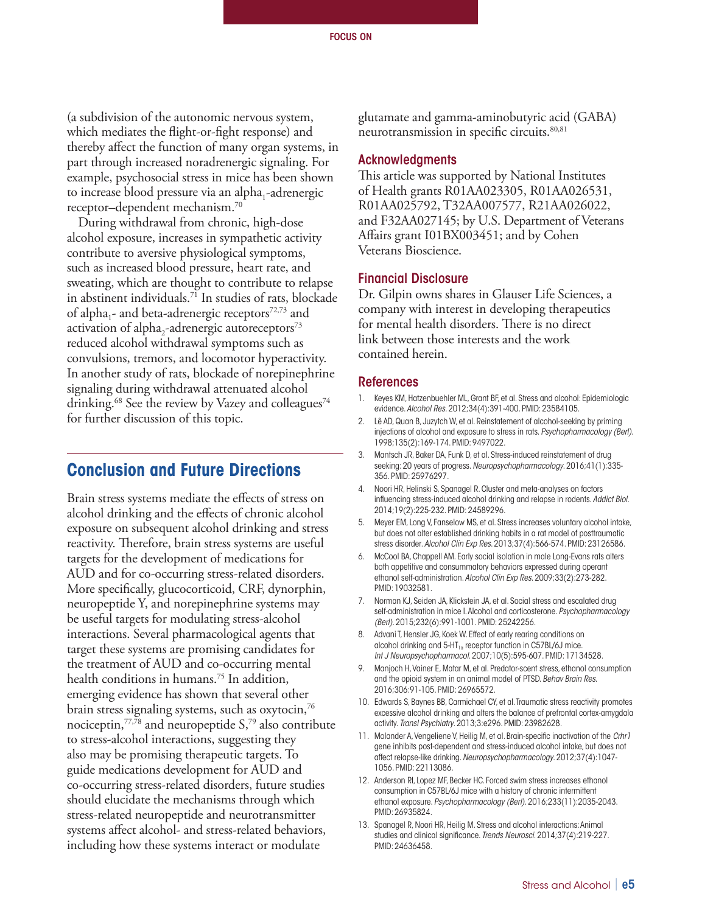(a subdivision of the autonomic nervous system, which mediates the flight-or-fight response) and thereby affect the function of many organ systems, in part through increased noradrenergic signaling. For example, psychosocial stress in mice has been shown to increase blood pressure via an alpha$_1$-adrenergic receptor–dependent mechanism.[70]

During withdrawal from chronic, high-dose alcohol exposure, increases in sympathetic activity contribute to aversive physiological symptoms, such as increased blood pressure, heart rate, and sweating, which are thought to contribute to relapse in abstinent individuals.[71] In studies of rats, blockade of alpha$_1$- and beta-adrenergic receptors[72,73] and activation of alpha$_2$-adrenergic autoreceptors[73] reduced alcohol withdrawal symptoms such as convulsions, tremors, and locomotor hyperactivity. In another study of rats, blockade of norepinephrine signaling during withdrawal attenuated alcohol drinking.[68] See the review by Vazey and colleagues[74] for further discussion of this topic.

## Conclusion and Future Directions

Brain stress systems mediate the effects of stress on alcohol drinking and the effects of chronic alcohol exposure on subsequent alcohol drinking and stress reactivity. Therefore, brain stress systems are useful targets for the development of medications for AUD and for co-occurring stress-related disorders. More specifically, glucocorticoid, CRF, dynorphin, neuropeptide Y, and norepinephrine systems may be useful targets for modulating stress-alcohol interactions. Several pharmacological agents that target these systems are promising candidates for the treatment of AUD and co-occurring mental health conditions in humans.[75] In addition, emerging evidence has shown that several other brain stress signaling systems, such as oxytocin,[76] nociceptin,[77,78] and neuropeptide S,[79] also contribute to stress-alcohol interactions, suggesting they also may be promising therapeutic targets. To guide medications development for AUD and co-occurring stress-related disorders, future studies should elucidate the mechanisms through which stress-related neuropeptide and neurotransmitter systems affect alcohol- and stress-related behaviors, including how these systems interact or modulate glutamate and gamma-aminobutyric acid (GABA) neurotransmission in specific circuits.[80,81]

### Acknowledgments

This article was supported by National Institutes of Health grants R01AA023305, R01AA026531, R01AA025792, T32AA007577, R21AA026022, and F32AA027145; by U.S. Department of Veterans Affairs grant I01BX003451; and by Cohen Veterans Bioscience.

### Financial Disclosure

Dr. Gilpin owns shares in Glauser Life Sciences, a company with interest in developing therapeutics for mental health disorders. There is no direct link between those interests and the work contained herein.

### References

1. Keyes KM, Hatzenbuehler ML, Grant BF, et al. Stress and alcohol: Epidemiologic evidence. *Alcohol Res.* 2012;34(4):391-400. PMID: 23584105.
2. Lê AD, Quan B, Juzytch W, et al. Reinstatement of alcohol-seeking by priming injections of alcohol and exposure to stress in rats. *Psychopharmacology (Berl).* 1998;135(2):169-174. PMID: 9497022.
3. Mantsch JR, Baker DA, Funk D, et al. Stress-induced reinstatement of drug seeking: 20 years of progress. *Neuropsychopharmacology.* 2016;41(1):335-356. PMID: 25976297.
4. Noori HR, Helinski S, Spanagel R. Cluster and meta-analyses on factors influencing stress-induced alcohol drinking and relapse in rodents. *Addict Biol.* 2014;19(2):225-232. PMID: 24589296.
5. Meyer EM, Long V, Fanselow MS, et al. Stress increases voluntary alcohol intake, but does not alter established drinking habits in a rat model of posttraumatic stress disorder. *Alcohol Clin Exp Res.* 2013;37(4):566-574. PMID: 23126586.
6. McCool BA, Chappell AM. Early social isolation in male Long-Evans rats alters both appetitive and consummatory behaviors expressed during operant ethanol self-administration. *Alcohol Clin Exp Res.* 2009;33(2):273-282. PMID: 19032581.
7. Norman KJ, Seiden JA, Klickstein JA, et al. Social stress and escalated drug self-administration in mice I. Alcohol and corticosterone. *Psychopharmacology (Berl).* 2015;232(6):991-1001. PMID: 25242256.
8. Advani T, Hensler JG, Koek W. Effect of early rearing conditions on alcohol drinking and 5-HT$_{1A}$ receptor function in C57BL/6J mice. *Int J Neuropsychopharmacol.* 2007;10(5):595-607. PMID: 17134528.
9. Manjoch H, Vainer E, Matar M, et al. Predator-scent stress, ethanol consumption and the opioid system in an animal model of PTSD. *Behav Brain Res.* 2016;306:91-105. PMID: 26965572.
10. Edwards S, Baynes BB, Carmichael CY, et al. Traumatic stress reactivity promotes excessive alcohol drinking and alters the balance of prefrontal cortex-amygdala activity. *Transl Psychiatry.* 2013;3:e296. PMID: 23982628.
11. Molander A, Vengeliene V, Heilig M, et al. Brain-specific inactivation of the *Crhr1* gene inhibits post-dependent and stress-induced alcohol intake, but does not affect relapse-like drinking. *Neuropsychopharmacology.* 2012;37(4):1047-1056. PMID: 22113086.
12. Anderson RI, Lopez MF, Becker HC. Forced swim stress increases ethanol consumption in C57BL/6J mice with a history of chronic intermittent ethanol exposure. *Psychopharmacology (Berl).* 2016;233(11):2035-2043. PMID: 26935824.
13. Spanagel R, Noori HR, Heilig M. Stress and alcohol interactions: Animal studies and clinical significance. *Trends Neurosci.* 2014;37(4):219-227. PMID: 24636458.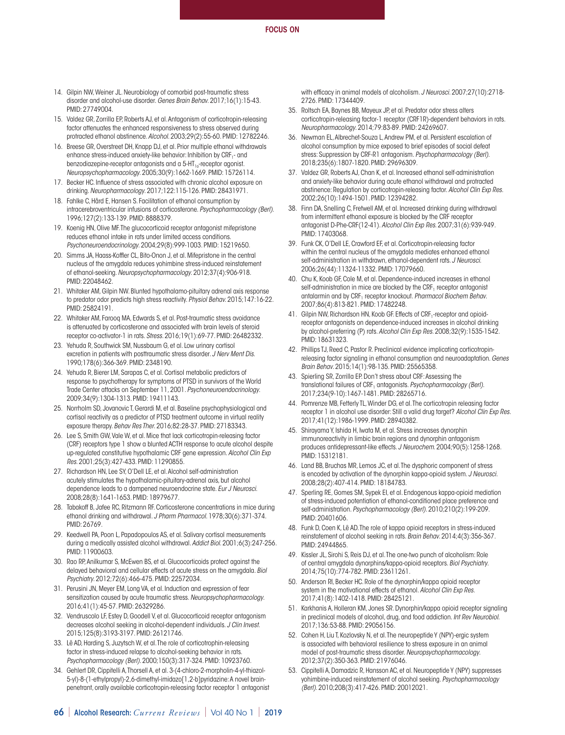14. Gilpin NW, Weiner JL. Neurobiology of comorbid post-traumatic stress disorder and alcohol-use disorder. *Genes Brain Behav.* 2017;16(1):15-43. PMID: 27749004.
15. Valdez GR, Zorrilla EP, Roberts AJ, et al. Antagonism of corticotropin-releasing factor attenuates the enhanced responsiveness to stress observed during protracted ethanol abstinence. *Alcohol.* 2003;29(2):55-60. PMID: 12782246.
16. Breese GR, Overstreet DH, Knapp DJ, et al. Prior multiple ethanol withdrawals enhance stress-induced anxiety-like behavior: Inhibition by $CRF_1$- and benzodiazepine-receptor antagonists and a 5-$HT_{1a}$-receptor agonist. *Neuropsychopharmacology.* 2005;30(9):1662-1669. PMID: 15726114.
17. Becker HC. Influence of stress associated with chronic alcohol exposure on drinking. *Neuropharmacology.* 2017;122:115-126. PMID: 28431971.
18. Fahlke C, Hård E, Hansen S. Facilitation of ethanol consumption by intracerebroventricular infusions of corticosterone. *Psychopharmacology (Berl).* 1996;127(2):133-139. PMID: 8888379.
19. Koenig HN, Olive MF. The glucocorticoid receptor antagonist mifepristone reduces ethanol intake in rats under limited access conditions. *Psychoneuroendocrinology.* 2004;29(8):999-1003. PMID: 15219650.
20. Simms JA, Haass-Koffler CL, Bito-Onon J, et al. Mifepristone in the central nucleus of the amygdala reduces yohimbine stress-induced reinstatement of ethanol-seeking. *Neuropsychopharmacology.* 2012;37(4):906-918. PMID: 22048462.
21. Whitaker AM, Gilpin NW. Blunted hypothalamo-pituitary adrenal axis response to predator odor predicts high stress reactivity. *Physiol Behav.* 2015;147:16-22. PMID: 25824191.
22. Whitaker AM, Farooq MA, Edwards S, et al. Post-traumatic stress avoidance is attenuated by corticosterone and associated with brain levels of steroid receptor co-activator-1 in rats. *Stress.* 2016;19(1):69-77. PMID: 26482332.
23. Yehuda R, Southwick SM, Nussbaum G, et al. Low urinary cortisol excretion in patients with posttraumatic stress disorder. *J Nerv Ment Dis.* 1990;178(6):366-369. PMID: 2348190.
24. Yehuda R, Bierer LM, Sarapas C, et al. Cortisol metabolic predictors of response to psychotherapy for symptoms of PTSD in survivors of the World Trade Center attacks on September 11, 2001. *Psychoneuroendocrinology.* 2009;34(9):1304-1313. PMID: 19411143.
25. Norrholm SD, Jovanovic T, Gerardi M, et al. Baseline psychophysiological and cortisol reactivity as a predictor of PTSD treatment outcome in virtual reality exposure therapy. *Behav Res Ther.* 2016;82:28-37. PMID: 27183343.
26. Lee S, Smith GW, Vale W, et al. Mice that lack corticotropin-releasing factor (CRF) receptors type 1 show a blunted ACTH response to acute alcohol despite up-regulated constitutive hypothalamic CRF gene expression. *Alcohol Clin Exp Res.* 2001;25(3):427-433. PMID: 11290855.
27. Richardson HN, Lee SY, O'Dell LE, et al. Alcohol self-administration acutely stimulates the hypothalamic-pituitary-adrenal axis, but alcohol dependence leads to a dampened neuroendocrine state. *Eur J Neurosci.* 2008;28(8):1641-1653. PMID: 18979677.
28. Tabakoff B, Jafee RC, Ritzmann RF. Corticosterone concentrations in mice during ethanol drinking and withdrawal. *J Pharm Pharmacol.* 1978;30(6):371-374. PMID: 26769.
29. Keedwell PA, Poon L, Papadopoulos AS, et al. Salivary cortisol measurements during a medically assisted alcohol withdrawal. *Addict Biol.* 2001;6(3):247-256. PMID: 11900603.
30. Rao RP, Anilkumar S, McEwen BS, et al. Glucocorticoids protect against the delayed behavioral and cellular effects of acute stress on the amygdala. *Biol Psychiatry.* 2012;72(6):466-475. PMID: 22572034.
31. Perusini JN, Meyer EM, Long VA, et al. Induction and expression of fear sensitization caused by acute traumatic stress. *Neuropsychopharmacology.* 2016;41(1):45-57. PMID: 26329286.
32. Vendruscolo LF, Estey D, Goodell V, et al. Glucocorticoid receptor antagonism decreases alcohol seeking in alcohol-dependent individuals. *J Clin Invest.* 2015;125(8):3193-3197. PMID: 26121746.
33. Lê AD, Harding S, Juzytsch W, et al. The role of corticotrophin-releasing factor in stress-induced relapse to alcohol-seeking behavior in rats. *Psychopharmacology (Berl).* 2000;150(3):317-324. PMID: 10923760.
34. Gehlert DR, Cippitelli A, Thorsell A, et al. 3-(4-chloro-2-morpholin-4-yl-thiazol-5-yl)-8-(1-ethylpropyl)-2,6-dimethyl-imidazo[1,2-b]pyridazine: A novel brain-penetrant, orally available corticotropin-releasing factor receptor 1 antagonist with efficacy in animal models of alcoholism. *J Neurosci.* 2007;27(10):2718-2726. PMID: 17344409.
35. Roltsch EA, Baynes BB, Mayeux JP, et al. Predator odor stress alters corticotropin-releasing factor-1 receptor (CRF1R)-dependent behaviors in rats. *Neuropharmacology.* 2014;79:83-89. PMID: 24269607.
36. Newman EL, Albrechet-Souza L, Andrew PM, et al. Persistent escalation of alcohol consumption by mice exposed to brief episodes of social defeat stress: Suppression by CRF-R1 antagonism. *Psychopharmacology (Berl).* 2018;235(6):1807-1820. PMID: 29696309.
37. Valdez GR, Roberts AJ, Chan K, et al. Increased ethanol self-administration and anxiety-like behavior during acute ethanol withdrawal and protracted abstinence: Regulation by corticotropin-releasing factor. *Alcohol Clin Exp Res.* 2002;26(10):1494-1501. PMID: 12394282.
38. Finn DA, Snelling C, Fretwell AM, et al. Increased drinking during withdrawal from intermittent ethanol exposure is blocked by the CRF receptor antagonist D-Phe-CRF(12-41). *Alcohol Clin Exp Res.* 2007;31(6):939-949. PMID: 17403068.
39. Funk CK, O'Dell LE, Crawford EF, et al. Corticotropin-releasing factor within the central nucleus of the amygdala mediates enhanced ethanol self-administration in withdrawn, ethanol-dependent rats. *J Neurosci.* 2006;26(44):11324-11332. PMID: 17079660.
40. Chu K, Koob GF, Cole M, et al. Dependence-induced increases in ethanol self-administration in mice are blocked by the $CRF_1$ receptor antagonist antalarmin and by $CRF_1$ receptor knockout. *Pharmacol Biochem Behav.* 2007;86(4):813-821. PMID: 17482248.
41. Gilpin NW, Richardson HN, Koob GF. Effects of $CRF_1$-receptor and opioid-receptor antagonists on dependence-induced increases in alcohol drinking by alcohol-preferring (P) rats. *Alcohol Clin Exp Res.* 2008;32(9):1535-1542. PMID: 18631323.
42. Phillips TJ, Reed C, Pastor R. Preclinical evidence implicating corticotropin-releasing factor signaling in ethanol consumption and neuroadaptation. *Genes Brain Behav.* 2015;14(1):98-135. PMID: 25565358.
43. Spierling SR, Zorrilla EP. Don't stress about CRF: Assessing the translational failures of $CRF_1$ antagonists. *Psychopharmacology (Berl).* 2017;234(9-10):1467-1481. PMID: 28265716.
44. Pomrenze MB, Fetterly TL, Winder DG, et al. The corticotropin releasing factor receptor 1 in alcohol use disorder: Still a valid drug target? *Alcohol Clin Exp Res.* 2017;41(12):1986-1999. PMID: 28940382.
45. Shirayama Y, Ishida H, Iwata M, et al. Stress increases dynorphin immunoreactivity in limbic brain regions and dynorphin antagonism produces antidepressant-like effects. *J Neurochem.* 2004;90(5):1258-1268. PMID: 15312181.
46. Land BB, Bruchas MR, Lemos JC, et al. The dysphoric component of stress is encoded by activation of the dynorphin kappa-opioid system. *J Neurosci.* 2008;28(2):407-414. PMID: 18184783.
47. Sperling RE, Gomes SM, Sypek EI, et al. Endogenous kappa-opioid mediation of stress-induced potentiation of ethanol-conditioned place preference and self-administration. *Psychopharmacology (Berl).* 2010;210(2):199-209. PMID: 20401606.
48. Funk D, Coen K, Lê AD. The role of kappa opioid receptors in stress-induced reinstatement of alcohol seeking in rats. *Brain Behav.* 2014;4(3):356-367. PMID: 24944865.
49. Kissler JL, Sirohi S, Reis DJ, et al. The one-two punch of alcoholism: Role of central amygdala dynorphins/kappa-opioid receptors. *Biol Psychiatry.* 2014;75(10):774-782. PMID: 23611261.
50. Anderson RI, Becker HC. Role of the dynorphin/kappa opioid receptor system in the motivational effects of ethanol. *Alcohol Clin Exp Res.* 2017;41(8):1402-1418. PMID: 28425121.
51. Karkhanis A, Holleran KM, Jones SR. Dynorphin/kappa opioid receptor signaling in preclinical models of alcohol, drug, and food addiction. *Int Rev Neurobiol.* 2017;136:53-88. PMID: 29056156.
52. Cohen H, Liu T, Kozlovsky N, et al. The neuropeptide Y (NPY)-ergic system is associated with behavioral resilience to stress exposure in an animal model of post-traumatic stress disorder. *Neuropsychopharmacology.* 2012;37(2):350-363. PMID: 21976046.
53. Cippitelli A, Damadzic R, Hansson AC, et al. Neuropeptide Y (NPY) suppresses yohimbine-induced reinstatement of alcohol seeking. *Psychopharmacology (Berl).* 2010;208(3):417-426. PMID: 20012021.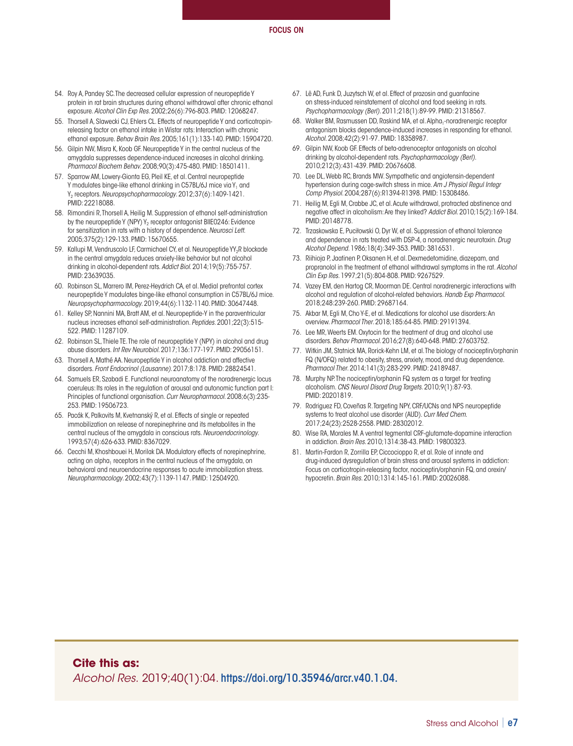54. Roy A, Pandey SC. The decreased cellular expression of neuropeptide Y protein in rat brain structures during ethanol withdrawal after chronic ethanol exposure. *Alcohol Clin Exp Res.* 2002;26(6):796-803. PMID: 12068247.
55. Thorsell A, Slawecki CJ, Ehlers CL. Effects of neuropeptide Y and corticotropin-releasing factor on ethanol intake in Wistar rats: Interaction with chronic ethanol exposure. *Behav Brain Res.* 2005;161(1):133-140. PMID: 15904720.
56. Gilpin NW, Misra K, Koob GF. Neuropeptide Y in the central nucleus of the amygdala suppresses dependence-induced increases in alcohol drinking. *Pharmacol Biochem Behav.* 2008;90(3):475-480. PMID: 18501411.
57. Sparrow AM, Lowery-Gionta EG, Pleil KE, et al. Central neuropeptide Y modulates binge-like ethanol drinking in C57BL/6J mice via $Y_1$ and $Y_2$ receptors. *Neuropsychopharmacology.* 2012;37(6):1409-1421. PMID: 22218088.
58. Rimondini R, Thorsell A, Heilig M. Suppression of ethanol self-administration by the neuropeptide Y (NPY) $Y_2$ receptor antagonist BIIE0246: Evidence for sensitization in rats with a history of dependence. *Neurosci Lett.* 2005;375(2):129-133. PMID: 15670655.
59. Kallupi M, Vendruscolo LF, Carmichael CY, et al. Neuropeptide $YY_2R$ blockade in the central amygdala reduces anxiety-like behavior but not alcohol drinking in alcohol-dependent rats. *Addict Biol.* 2014;19(5):755-757. PMID: 23639035.
60. Robinson SL, Marrero IM, Perez-Heydrich CA, et al. Medial prefrontal cortex neuropeptide Y modulates binge-like ethanol consumption in C57BL/6J mice. *Neuropsychopharmacology.* 2019;44(6):1132-1140. PMID: 30647448.
61. Kelley SP, Nannini MA, Bratt AM, et al. Neuropeptide-Y in the paraventricular nucleus increases ethanol self-administration. *Peptides.* 2001;22(3):515-522. PMID: 11287109.
62. Robinson SL, Thiele TE. The role of neuropeptide Y (NPY) in alcohol and drug abuse disorders. *Int Rev Neurobiol.* 2017;136:177-197. PMID: 29056151.
63. Thorsell A, Mathé AA. Neuropeptide Y in alcohol addiction and affective disorders. *Front Endocrinol (Lausanne).* 2017;8:178. PMID: 28824541.
64. Samuels ER, Szabadi E. Functional neuroanatomy of the noradrenergic locus coeruleus: Its roles in the regulation of arousal and autonomic function part I: Principles of functional organisation. *Curr Neuropharmacol.* 2008;6(3):235-253. PMID: 19506723.
65. Pacák K, Palkovits M, Kvetnanský R, et al. Effects of single or repeated immobilization on release of norepinephrine and its metabolites in the central nucleus of the amygdala in conscious rats. *Neuroendocrinology.* 1993;57(4):626-633. PMID: 8367029.
66. Cecchi M, Khoshbouei H, Morilak DA. Modulatory effects of norepinephrine, acting on $alpha_1$ receptors in the central nucleus of the amygdala, on behavioral and neuroendocrine responses to acute immobilization stress. *Neuropharmacology.* 2002;43(7):1139-1147. PMID: 12504920.
67. Lê AD, Funk D, Juzytsch W, et al. Effect of prazosin and guanfacine on stress-induced reinstatement of alcohol and food seeking in rats. *Psychopharmacology (Berl).* 2011;218(1):89-99. PMID: 21318567.
68. Walker BM, Rasmussen DD, Raskind MA, et al. $Alpha_1$-noradrenergic receptor antagonism blocks dependence-induced increases in responding for ethanol. *Alcohol.* 2008;42(2):91-97. PMID: 18358987.
69. Gilpin NW, Koob GF. Effects of beta-adrenoceptor antagonists on alcohol drinking by alcohol-dependent rats. *Psychopharmacology (Berl).* 2010;212(3):431-439. PMID: 20676608.
70. Lee DL, Webb RC, Brands MW. Sympathetic and angiotensin-dependent hypertension during cage-switch stress in mice. *Am J Physiol Regul Integr Comp Physiol.* 2004;287(6):R1394-R1398. PMID: 15308486.
71. Heilig M, Egli M, Crabbe JC, et al. Acute withdrawal, protracted abstinence and negative affect in alcoholism: Are they linked? *Addict Biol.* 2010;15(2):169-184. PMID: 20148778.
72. Trzaskowska E, Puciłowski O, Dyr W, et al. Suppression of ethanol tolerance and dependence in rats treated with DSP-4, a noradrenergic neurotoxin. *Drug Alcohol Depend.* 1986;18(4):349-353. PMID: 3816531.
73. Riihioja P, Jaatinen P, Oksanen H, et al. Dexmedetomidine, diazepam, and propranolol in the treatment of ethanol withdrawal symptoms in the rat. *Alcohol Clin Exp Res.* 1997;21(5):804-808. PMID: 9267529.
74. Vazey EM, den Hartog CR, Moorman DE. Central noradrenergic interactions with alcohol and regulation of alcohol-related behaviors. *Handb Exp Pharmacol.* 2018;248:239-260. PMID: 29687164.
75. Akbar M, Egli M, Cho Y-E, et al. Medications for alcohol use disorders: An overview. *Pharmacol Ther.* 2018;185:64-85. PMID: 29191394.
76. Lee MR, Weerts EM. Oxytocin for the treatment of drug and alcohol use disorders. *Behav Pharmacol.* 2016;27(8):640-648. PMID: 27603752.
77. Witkin JM, Statnick MA, Rorick-Kehn LM, et al. The biology of nociceptin/orphanin FQ (N/OFQ) related to obesity, stress, anxiety, mood, and drug dependence. *Pharmacol Ther.* 2014;141(3):283-299. PMID: 24189487.
78. Murphy NP. The nociceptin/orphanin FQ system as a target for treating alcoholism. *CNS Neurol Disord Drug Targets.* 2010;9(1):87-93. PMID: 20201819.
79. Rodriguez FD, Coveñas R. Targeting NPY, CRF/UCNs and NPS neuropeptide systems to treat alcohol use disorder (AUD). *Curr Med Chem.* 2017;24(23):2528-2558. PMID: 28302012.
80. Wise RA, Morales M. A ventral tegmental CRF-glutamate-dopamine interaction in addiction. *Brain Res.* 2010;1314:38-43. PMID: 19800323.
81. Martin-Fardon R, Zorrilla EP, Ciccocioppo R, et al. Role of innate and drug-induced dysregulation of brain stress and arousal systems in addiction: Focus on corticotropin-releasing factor, nociceptin/orphanin FQ, and orexin/hypocretin. *Brain Res.* 2010;1314:145-161. PMID: 20026088.

**Cite this as:**

*Alcohol Res.* 2019;40(1):04. https://doi.org/10.35946/arcr.v40.1.04.